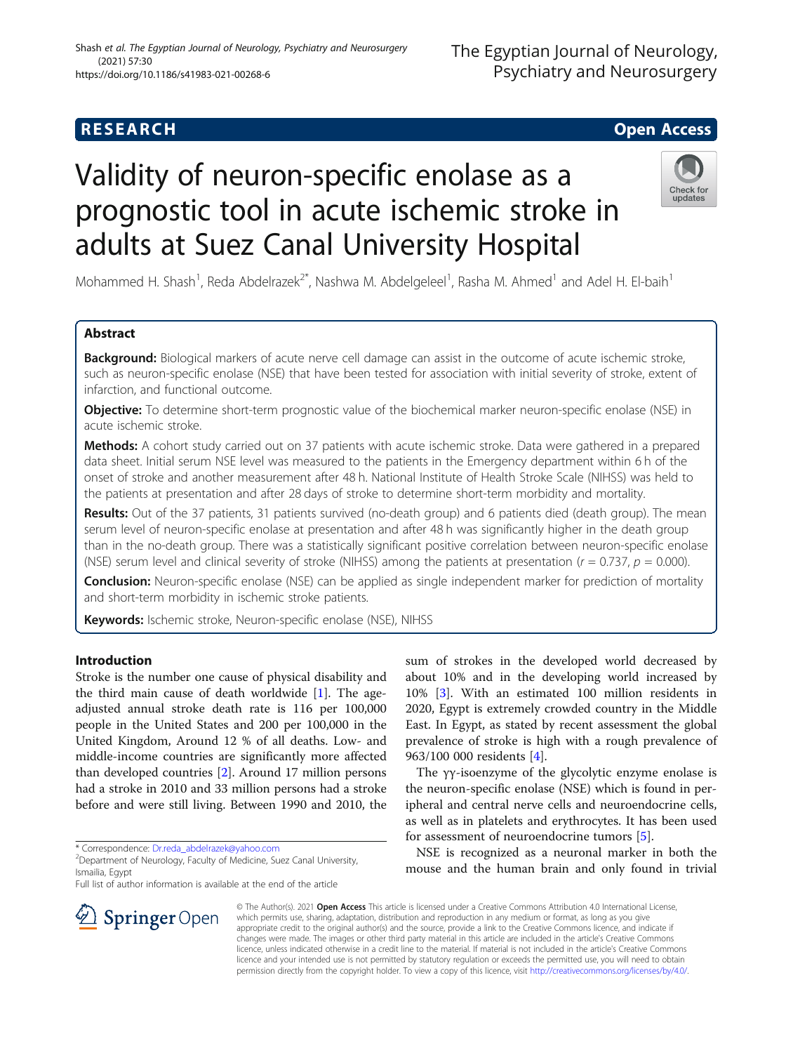RESEARCH Open Access

# Validity of neuron-specific enolase as a prognostic tool in acute ischemic stroke in adults at Suez Canal University Hospital

Mohammed H. Shash[1], Reda Abdelrazek[2*], Nashwa M. Abdelgeleel[1], Rasha M. Ahmed[1] and Adel H. El-baih[1]

## Abstract

**Background:** Biological markers of acute nerve cell damage can assist in the outcome of acute ischemic stroke, such as neuron-specific enolase (NSE) that have been tested for association with initial severity of stroke, extent of infarction, and functional outcome.

**Objective:** To determine short-term prognostic value of the biochemical marker neuron-specific enolase (NSE) in acute ischemic stroke.

**Methods:** A cohort study carried out on 37 patients with acute ischemic stroke. Data were gathered in a prepared data sheet. Initial serum NSE level was measured to the patients in the Emergency department within 6 h of the onset of stroke and another measurement after 48 h. National Institute of Health Stroke Scale (NIHSS) was held to the patients at presentation and after 28 days of stroke to determine short-term morbidity and mortality.

**Results:** Out of the 37 patients, 31 patients survived (no-death group) and 6 patients died (death group). The mean serum level of neuron-specific enolase at presentation and after 48 h was significantly higher in the death group than in the no-death group. There was a statistically significant positive correlation between neuron-specific enolase (NSE) serum level and clinical severity of stroke (NIHSS) among the patients at presentation ($r = 0.737$, $p = 0.000$).

**Conclusion:** Neuron-specific enolase (NSE) can be applied as single independent marker for prediction of mortality and short-term morbidity in ischemic stroke patients.

**Keywords:** Ischemic stroke, Neuron-specific enolase (NSE), NIHSS

## Introduction

Stroke is the number one cause of physical disability and the third main cause of death worldwide [1]. The age-adjusted annual stroke death rate is 116 per 100,000 people in the United States and 200 per 100,000 in the United Kingdom, Around 12 % of all deaths. Low- and middle-income countries are significantly more affected than developed countries [2]. Around 17 million persons had a stroke in 2010 and 33 million persons had a stroke before and were still living. Between 1990 and 2010, the sum of strokes in the developed world decreased by about 10% and in the developing world increased by 10% [3]. With an estimated 100 million residents in 2020, Egypt is extremely crowded country in the Middle East. In Egypt, as stated by recent assessment the global prevalence of stroke is high with a rough prevalence of 963/100 000 residents [4].

The γγ-isoenzyme of the glycolytic enzyme enolase is the neuron-specific enolase (NSE) which is found in peripheral and central nerve cells and neuroendocrine cells, as well as in platelets and erythrocytes. It has been used for assessment of neuroendocrine tumors [5].

NSE is recognized as a neuronal marker in both the mouse and the human brain and only found in trivial

\* Correspondence: Dr.reda_abdelrazek@yahoo.com
[2]Department of Neurology, Faculty of Medicine, Suez Canal University, Ismailia, Egypt
Full list of author information is available at the end of the article

© The Author(s). 2021 **Open Access** This article is licensed under a Creative Commons Attribution 4.0 International License, which permits use, sharing, adaptation, distribution and reproduction in any medium or format, as long as you give appropriate credit to the original author(s) and the source, provide a link to the Creative Commons licence, and indicate if changes were made. The images or other third party material in this article are included in the article's Creative Commons licence, unless indicated otherwise in a credit line to the material. If material is not included in the article's Creative Commons licence and your intended use is not permitted by statutory regulation or exceeds the permitted use, you will need to obtain permission directly from the copyright holder. To view a copy of this licence, visit http://creativecommons.org/licenses/by/4.0/.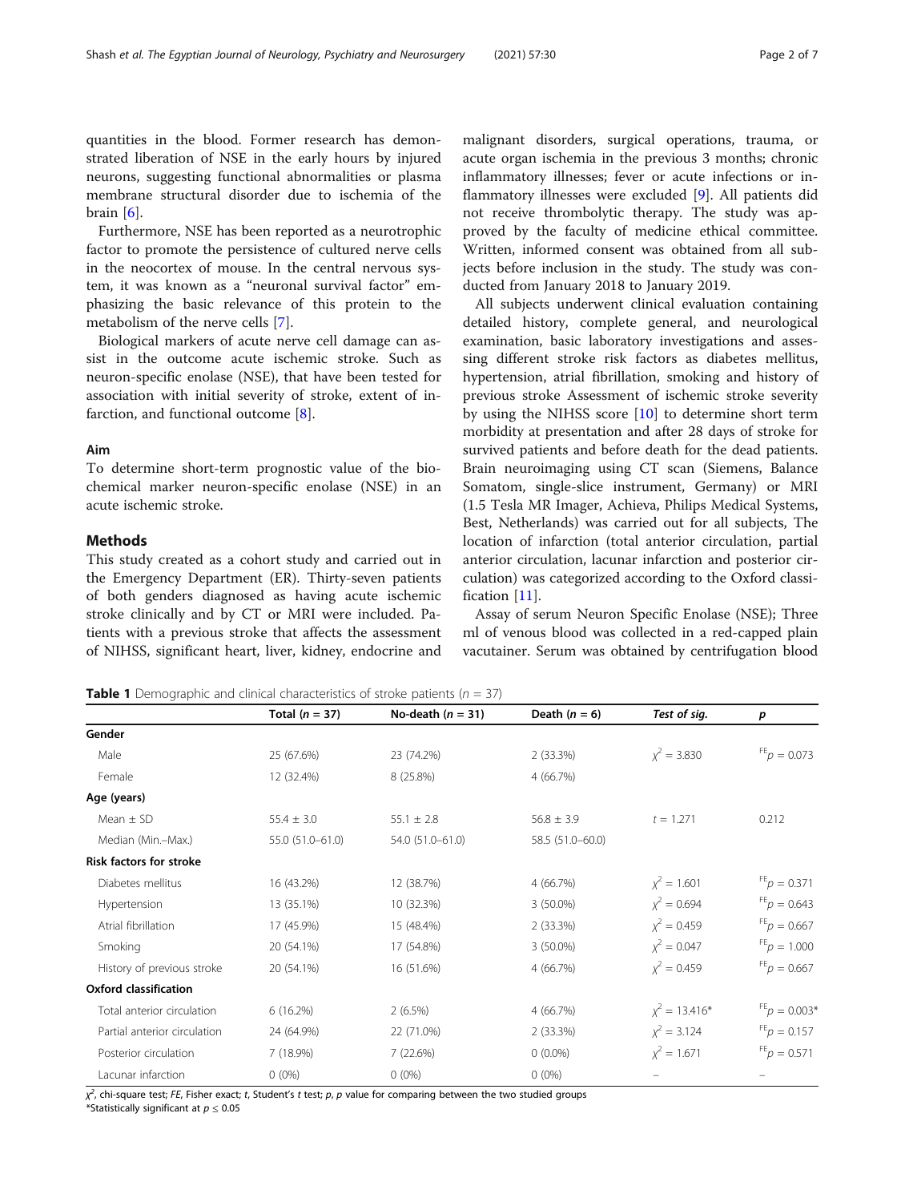quantities in the blood. Former research has demonstrated liberation of NSE in the early hours by injured neurons, suggesting functional abnormalities or plasma membrane structural disorder due to ischemia of the brain [6].

Furthermore, NSE has been reported as a neurotrophic factor to promote the persistence of cultured nerve cells in the neocortex of mouse. In the central nervous system, it was known as a "neuronal survival factor" emphasizing the basic relevance of this protein to the metabolism of the nerve cells [7].

Biological markers of acute nerve cell damage can assist in the outcome acute ischemic stroke. Such as neuron-specific enolase (NSE), that have been tested for association with initial severity of stroke, extent of infarction, and functional outcome [8].

## Aim

To determine short-term prognostic value of the biochemical marker neuron-specific enolase (NSE) in an acute ischemic stroke.

## Methods

This study created as a cohort study and carried out in the Emergency Department (ER). Thirty-seven patients of both genders diagnosed as having acute ischemic stroke clinically and by CT or MRI were included. Patients with a previous stroke that affects the assessment of NIHSS, significant heart, liver, kidney, endocrine and malignant disorders, surgical operations, trauma, or acute organ ischemia in the previous 3 months; chronic inflammatory illnesses; fever or acute infections or inflammatory illnesses were excluded [9]. All patients did not receive thrombolytic therapy. The study was approved by the faculty of medicine ethical committee. Written, informed consent was obtained from all subjects before inclusion in the study. The study was conducted from January 2018 to January 2019.

All subjects underwent clinical evaluation containing detailed history, complete general, and neurological examination, basic laboratory investigations and assessing different stroke risk factors as diabetes mellitus, hypertension, atrial fibrillation, smoking and history of previous stroke Assessment of ischemic stroke severity by using the NIHSS score [10] to determine short term morbidity at presentation and after 28 days of stroke for survived patients and before death for the dead patients. Brain neuroimaging using CT scan (Siemens, Balance Somatom, single-slice instrument, Germany) or MRI (1.5 Tesla MR Imager, Achieva, Philips Medical Systems, Best, Netherlands) was carried out for all subjects, The location of infarction (total anterior circulation, partial anterior circulation, lacunar infarction and posterior circulation) was categorized according to the Oxford classification [11].

Assay of serum Neuron Specific Enolase (NSE); Three ml of venous blood was collected in a red-capped plain vacutainer. Serum was obtained by centrifugation blood

**Table 1** Demographic and clinical characteristics of stroke patients ($n$ = 37)

| | Total ($n$ = 37) | No-death ($n$ = 31) | Death ($n$ = 6) | *Test of sig.* | *p* |
|---|---|---|---|---|---|
| **Gender** | | | | | |
| Male | 25 (67.6%) | 23 (74.2%) | 2 (33.3%) | $\chi^2 = 3.830$ | $^{FE}p = 0.073$ |
| Female | 12 (32.4%) | 8 (25.8%) | 4 (66.7%) | | |
| **Age (years)** | | | | | |
| Mean ± SD | 55.4 ± 3.0 | 55.1 ± 2.8 | 56.8 ± 3.9 | $t = 1.271$ | 0.212 |
| Median (Min.–Max.) | 55.0 (51.0–61.0) | 54.0 (51.0–61.0) | 58.5 (51.0–60.0) | | |
| **Risk factors for stroke** | | | | | |
| Diabetes mellitus | 16 (43.2%) | 12 (38.7%) | 4 (66.7%) | $\chi^2 = 1.601$ | $^{FE}p = 0.371$ |
| Hypertension | 13 (35.1%) | 10 (32.3%) | 3 (50.0%) | $\chi^2 = 0.694$ | $^{FE}p = 0.643$ |
| Atrial fibrillation | 17 (45.9%) | 15 (48.4%) | 2 (33.3%) | $\chi^2 = 0.459$ | $^{FE}p = 0.667$ |
| Smoking | 20 (54.1%) | 17 (54.8%) | 3 (50.0%) | $\chi^2 = 0.047$ | $^{FE}p = 1.000$ |
| History of previous stroke | 20 (54.1%) | 16 (51.6%) | 4 (66.7%) | $\chi^2 = 0.459$ | $^{FE}p = 0.667$ |
| **Oxford classification** | | | | | |
| Total anterior circulation | 6 (16.2%) | 2 (6.5%) | 4 (66.7%) | $\chi^2 = 13.416$* | $^{FE}p = 0.003$* |
| Partial anterior circulation | 24 (64.9%) | 22 (71.0%) | 2 (33.3%) | $\chi^2 = 3.124$ | $^{FE}p = 0.157$ |
| Posterior circulation | 7 (18.9%) | 7 (22.6%) | 0 (0.0%) | $\chi^2 = 1.671$ | $^{FE}p = 0.571$ |
| Lacunar infarction | 0 (0%) | 0 (0%) | 0 (0%) | – | – |

$\chi^2$, chi-square test; *FE*, Fisher exact; *t*, Student's *t* test; *p*, *p* value for comparing between the two studied groups

*Statistically significant at $p \leq 0.05$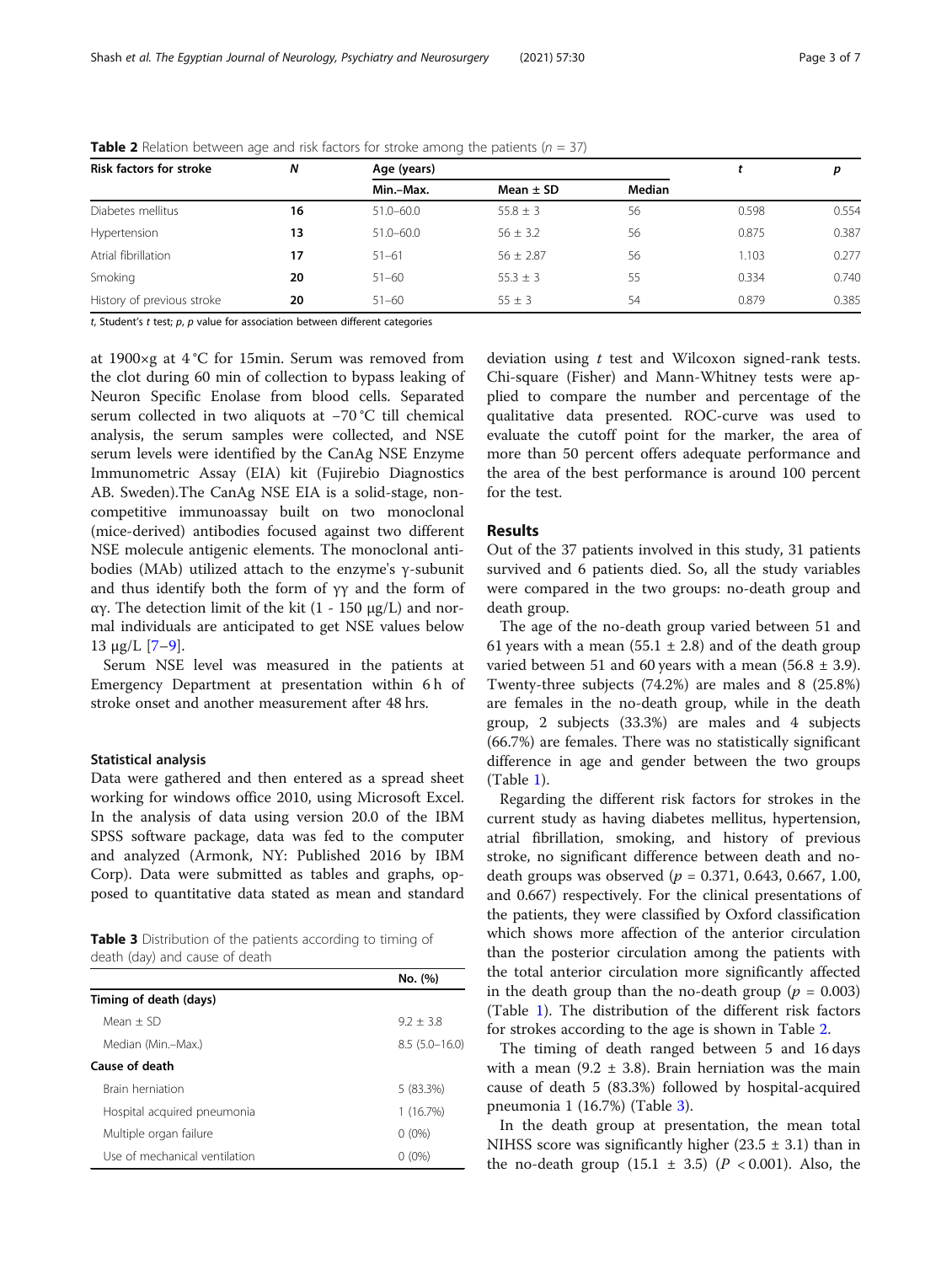**Table 2** Relation between age and risk factors for stroke among the patients ($n$ = 37)

| Risk factors for stroke | N | Age (years) | | | t | p |
|---|---|---|---|---|---|---|
| | | Min.–Max. | Mean ± SD | Median | | |
| Diabetes mellitus | **16** | 51.0–60.0 | 55.8 ± 3 | 56 | 0.598 | 0.554 |
| Hypertension | **13** | 51.0–60.0 | 56 ± 3.2 | 56 | 0.875 | 0.387 |
| Atrial fibrillation | **17** | 51–61 | 56 ± 2.87 | 56 | 1.103 | 0.277 |
| Smoking | **20** | 51–60 | 55.3 ± 3 | 55 | 0.334 | 0.740 |
| History of previous stroke | **20** | 51–60 | 55 ± 3 | 54 | 0.879 | 0.385 |

*t*, Student's *t* test; *p*, *p* value for association between different categories

at 1900×g at 4 °C for 15min. Serum was removed from the clot during 60 min of collection to bypass leaking of Neuron Specific Enolase from blood cells. Separated serum collected in two aliquots at −70 °C till chemical analysis, the serum samples were collected, and NSE serum levels were identified by the CanAg NSE Enzyme Immunometric Assay (EIA) kit (Fujirebio Diagnostics AB. Sweden).The CanAg NSE EIA is a solid-stage, non-competitive immunoassay built on two monoclonal (mice-derived) antibodies focused against two different NSE molecule antigenic elements. The monoclonal antibodies (MAb) utilized attach to the enzyme's γ-subunit and thus identify both the form of γγ and the form of αγ. The detection limit of the kit (1 - 150 μg/L) and normal individuals are anticipated to get NSE values below 13 μg/L [7–9].

Serum NSE level was measured in the patients at Emergency Department at presentation within 6 h of stroke onset and another measurement after 48 hrs.

### Statistical analysis

Data were gathered and then entered as a spread sheet working for windows office 2010, using Microsoft Excel. In the analysis of data using version 20.0 of the IBM SPSS software package, data was fed to the computer and analyzed (Armonk, NY: Published 2016 by IBM Corp). Data were submitted as tables and graphs, opposed to quantitative data stated as mean and standard deviation using *t* test and Wilcoxon signed-rank tests. Chi-square (Fisher) and Mann-Whitney tests were applied to compare the number and percentage of the qualitative data presented. ROC-curve was used to evaluate the cutoff point for the marker, the area of more than 50 percent offers adequate performance and the area of the best performance is around 100 percent for the test.

## Results

Out of the 37 patients involved in this study, 31 patients survived and 6 patients died. So, all the study variables were compared in the two groups: no-death group and death group.

The age of the no-death group varied between 51 and 61 years with a mean (55.1 ± 2.8) and of the death group varied between 51 and 60 years with a mean (56.8 ± 3.9). Twenty-three subjects (74.2%) are males and 8 (25.8%) are females in the no-death group, while in the death group, 2 subjects (33.3%) are males and 4 subjects (66.7%) are females. There was no statistically significant difference in age and gender between the two groups (Table 1).

Regarding the different risk factors for strokes in the current study as having diabetes mellitus, hypertension, atrial fibrillation, smoking, and history of previous stroke, no significant difference between death and no-death groups was observed ($p$ = 0.371, 0.643, 0.667, 1.00, and 0.667) respectively. For the clinical presentations of the patients, they were classified by Oxford classification which shows more affection of the anterior circulation than the posterior circulation among the patients with the total anterior circulation more significantly affected in the death group than the no-death group ($p$ = 0.003) (Table 1). The distribution of the different risk factors for strokes according to the age is shown in Table 2.

The timing of death ranged between 5 and 16 days with a mean (9.2 ± 3.8). Brain herniation was the main cause of death 5 (83.3%) followed by hospital-acquired pneumonia 1 (16.7%) (Table 3).

In the death group at presentation, the mean total NIHSS score was significantly higher (23.5 ± 3.1) than in the no-death group (15.1 ± 3.5) ($P$ < 0.001). Also, the

**Table 3** Distribution of the patients according to timing of death (day) and cause of death

| | No. (%) |
|---|---|
| **Timing of death (days)** | |
| Mean ± SD | 9.2 ± 3.8 |
| Median (Min.–Max.) | 8.5 (5.0–16.0) |
| **Cause of death** | |
| Brain herniation | 5 (83.3%) |
| Hospital acquired pneumonia | 1 (16.7%) |
| Multiple organ failure | 0 (0%) |
| Use of mechanical ventilation | 0 (0%) |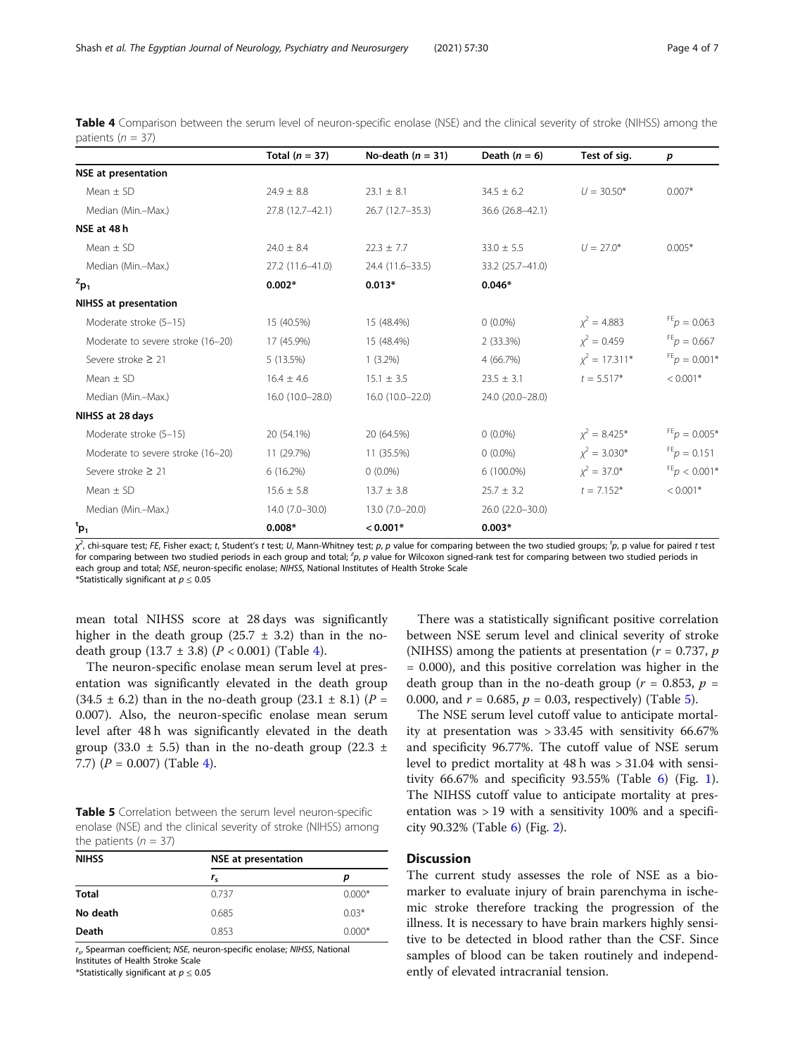**Table 4** Comparison between the serum level of neuron-specific enolase (NSE) and the clinical severity of stroke (NIHSS) among the patients ($n$ = 37)

| | Total ($n$ = 37) | No-death ($n$ = 31) | Death ($n$ = 6) | Test of sig. | $p$ |
|---|---|---|---|---|---|
| **NSE at presentation** | | | | | |
| Mean ± SD | 24.9 ± 8.8 | 23.1 ± 8.1 | 34.5 ± 6.2 | $U$ = 30.50* | 0.007* |
| Median (Min.–Max.) | 27.8 (12.7–42.1) | 26.7 (12.7–35.3) | 36.6 (26.8–42.1) | | |
| **NSE at 48 h** | | | | | |
| Mean ± SD | 24.0 ± 8.4 | 22.3 ± 7.7 | 33.0 ± 5.5 | $U$ = 27.0* | 0.005* |
| Median (Min.–Max.) | 27.2 (11.6–41.0) | 24.4 (11.6–33.5) | 33.2 (25.7–41.0) | | |
| $^{z}p_1$ | **0.002*** | **0.013*** | **0.046*** | | |
| **NIHSS at presentation** | | | | | |
| Moderate stroke (5–15) | 15 (40.5%) | 15 (48.4%) | 0 (0.0%) | $\chi^2$ = 4.883 | $^{FE}p$ = 0.063 |
| Moderate to severe stroke (16–20) | 17 (45.9%) | 15 (48.4%) | 2 (33.3%) | $\chi^2$ = 0.459 | $^{FE}p$ = 0.667 |
| Severe stroke ≥ 21 | 5 (13.5%) | 1 (3.2%) | 4 (66.7%) | $\chi^2$ = 17.311* | $^{FE}p$ = 0.001* |
| Mean ± SD | 16.4 ± 4.6 | 15.1 ± 3.5 | 23.5 ± 3.1 | $t$ = 5.517* | < 0.001* |
| Median (Min.–Max.) | 16.0 (10.0–28.0) | 16.0 (10.0–22.0) | 24.0 (20.0–28.0) | | |
| **NIHSS at 28 days** | | | | | |
| Moderate stroke (5–15) | 20 (54.1%) | 20 (64.5%) | 0 (0.0%) | $\chi^2$ = 8.425* | $^{FE}p$ = 0.005* |
| Moderate to severe stroke (16–20) | 11 (29.7%) | 11 (35.5%) | 0 (0.0%) | $\chi^2$ = 3.030* | $^{FE}p$ = 0.151 |
| Severe stroke ≥ 21 | 6 (16.2%) | 0 (0.0%) | 6 (100.0%) | $\chi^2$ = 37.0* | $^{FE}p$ < 0.001* |
| Mean ± SD | 15.6 ± 5.8 | 13.7 ± 3.8 | 25.7 ± 3.2 | $t$ = 7.152* | < 0.001* |
| Median (Min.–Max.) | 14.0 (7.0–30.0) | 13.0 (7.0–20.0) | 26.0 (22.0–30.0) | | |
| $^{t}p_1$ | **0.008*** | **< 0.001*** | **0.003*** | | |

$\chi^2$, chi-square test; *FE*, Fisher exact; *t*, Student's *t* test; *U*, Mann-Whitney test; *p*, *p* value for comparing between the two studied groups; $^{t}p$, p value for paired *t* test for comparing between two studied periods in each group and total; $^{z}p$, *p* value for Wilcoxon signed-rank test for comparing between two studied periods in each group and total; *NSE*, neuron-specific enolase; *NIHSS*, National Institutes of Health Stroke Scale
*Statistically significant at $p \leq 0.05$

mean total NIHSS score at 28 days was significantly higher in the death group (25.7 ± 3.2) than in the no-death group (13.7 ± 3.8) ($P$ < 0.001) (Table 4).

The neuron-specific enolase mean serum level at presentation was significantly elevated in the death group (34.5 ± 6.2) than in the no-death group (23.1 ± 8.1) ($P$ = 0.007). Also, the neuron-specific enolase mean serum level after 48 h was significantly elevated in the death group (33.0 ± 5.5) than in the no-death group (22.3 ± 7.7) ($P$ = 0.007) (Table 4).

**Table 5** Correlation between the serum level neuron-specific enolase (NSE) and the clinical severity of stroke (NIHSS) among the patients ($n$ = 37)

| NIHSS | NSE at presentation | |
|---|---|---|
| | $r_s$ | $p$ |
| **Total** | 0.737 | 0.000* |
| **No death** | 0.685 | 0.03* |
| **Death** | 0.853 | 0.000* |

$r_s$, Spearman coefficient; *NSE*, neuron-specific enolase; *NIHSS*, National Institutes of Health Stroke Scale
*Statistically significant at $p \leq 0.05$

There was a statistically significant positive correlation between NSE serum level and clinical severity of stroke (NIHSS) among the patients at presentation ($r$ = 0.737, $p$ = 0.000), and this positive correlation was higher in the death group than in the no-death group ($r$ = 0.853, $p$ = 0.000, and $r$ = 0.685, $p$ = 0.03, respectively) (Table 5).

The NSE serum level cutoff value to anticipate mortality at presentation was > 33.45 with sensitivity 66.67% and specificity 96.77%. The cutoff value of NSE serum level to predict mortality at 48 h was > 31.04 with sensitivity 66.67% and specificity 93.55% (Table 6) (Fig. 1). The NIHSS cutoff value to anticipate mortality at presentation was > 19 with a sensitivity 100% and a specificity 90.32% (Table 6) (Fig. 2).

## Discussion

The current study assesses the role of NSE as a biomarker to evaluate injury of brain parenchyma in ischemic stroke therefore tracking the progression of the illness. It is necessary to have brain markers highly sensitive to be detected in blood rather than the CSF. Since samples of blood can be taken routinely and independently of elevated intracranial tension.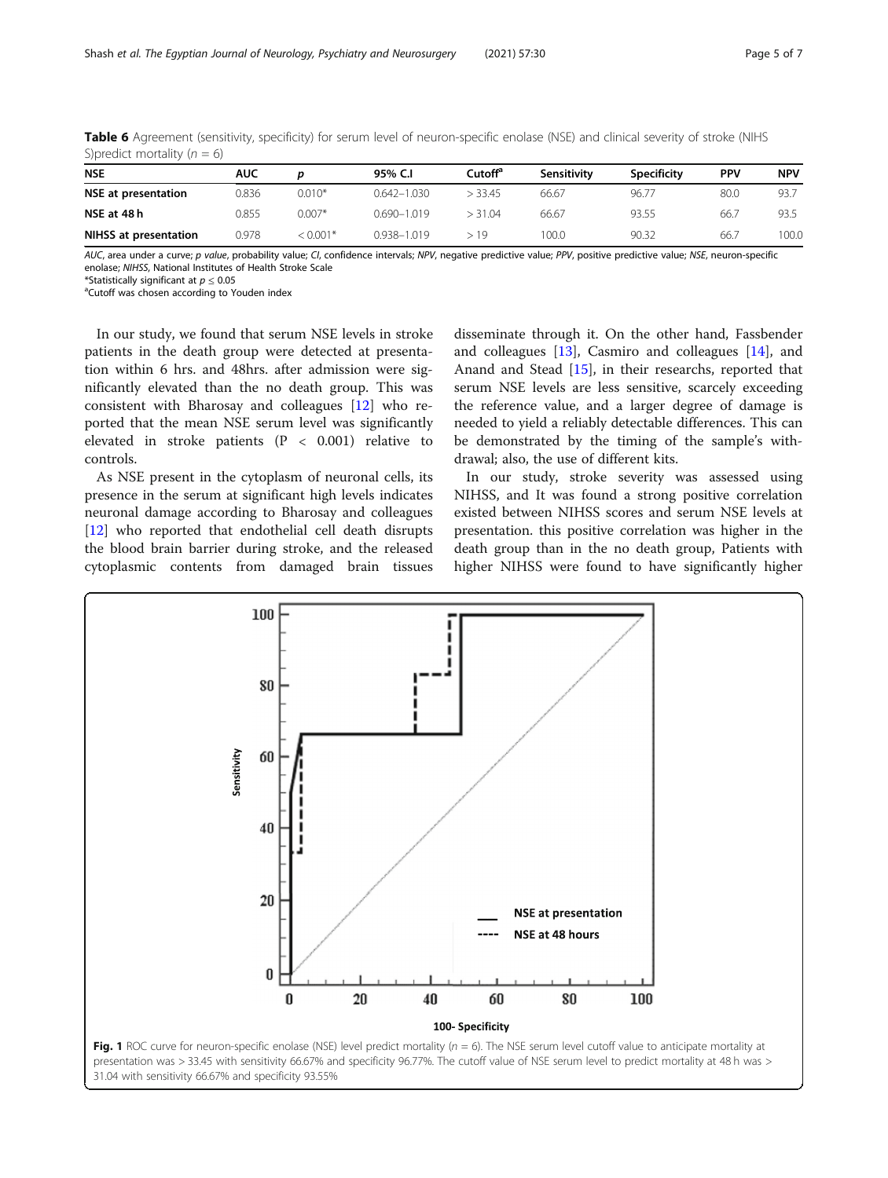**Table 6** Agreement (sensitivity, specificity) for serum level of neuron-specific enolase (NSE) and clinical severity of stroke (NIHS S)predict mortality ($n = 6$)

| NSE | AUC | p | 95% C.I | Cutoff[a] | Sensitivity | Specificity | PPV | NPV |
|---|---|---|---|---|---|---|---|---|
| **NSE at presentation** | 0.836 | 0.010* | 0.642–1.030 | > 33.45 | 66.67 | 96.77 | 80.0 | 93.7 |
| **NSE at 48 h** | 0.855 | 0.007* | 0.690–1.019 | > 31.04 | 66.67 | 93.55 | 66.7 | 93.5 |
| **NIHSS at presentation** | 0.978 | < 0.001* | 0.938–1.019 | > 19 | 100.0 | 90.32 | 66.7 | 100.0 |

*AUC*, area under a curve; *p value*, probability value; *CI*, confidence intervals; *NPV*, negative predictive value; *PPV*, positive predictive value; *NSE*, neuron-specific enolase; *NIHSS*, National Institutes of Health Stroke Scale
*Statistically significant at $p \leq 0.05$
[a]Cutoff was chosen according to Youden index

In our study, we found that serum NSE levels in stroke patients in the death group were detected at presentation within 6 hrs. and 48hrs. after admission were significantly elevated than the no death group. This was consistent with Bharosay and colleagues [12] who reported that the mean NSE serum level was significantly elevated in stroke patients (P < 0.001) relative to controls.

As NSE present in the cytoplasm of neuronal cells, its presence in the serum at significant high levels indicates neuronal damage according to Bharosay and colleagues [12] who reported that endothelial cell death disrupts the blood brain barrier during stroke, and the released cytoplasmic contents from damaged brain tissues disseminate through it. On the other hand, Fassbender and colleagues [13], Casmiro and colleagues [14], and Anand and Stead [15], in their researchs, reported that serum NSE levels are less sensitive, scarcely exceeding the reference value, and a larger degree of damage is needed to yield a reliably detectable differences. This can be demonstrated by the timing of the sample's withdrawal; also, the use of different kits.

In our study, stroke severity was assessed using NIHSS, and It was found a strong positive correlation existed between NIHSS scores and serum NSE levels at presentation. this positive correlation was higher in the death group than in the no death group, Patients with higher NIHSS were found to have significantly higher

**Fig. 1** ROC curve for neuron-specific enolase (NSE) level predict mortality ($n = 6$). The NSE serum level cutoff value to anticipate mortality at presentation was > 33.45 with sensitivity 66.67% and specificity 96.77%. The cutoff value of NSE serum level to predict mortality at 48 h was > 31.04 with sensitivity 66.67% and specificity 93.55%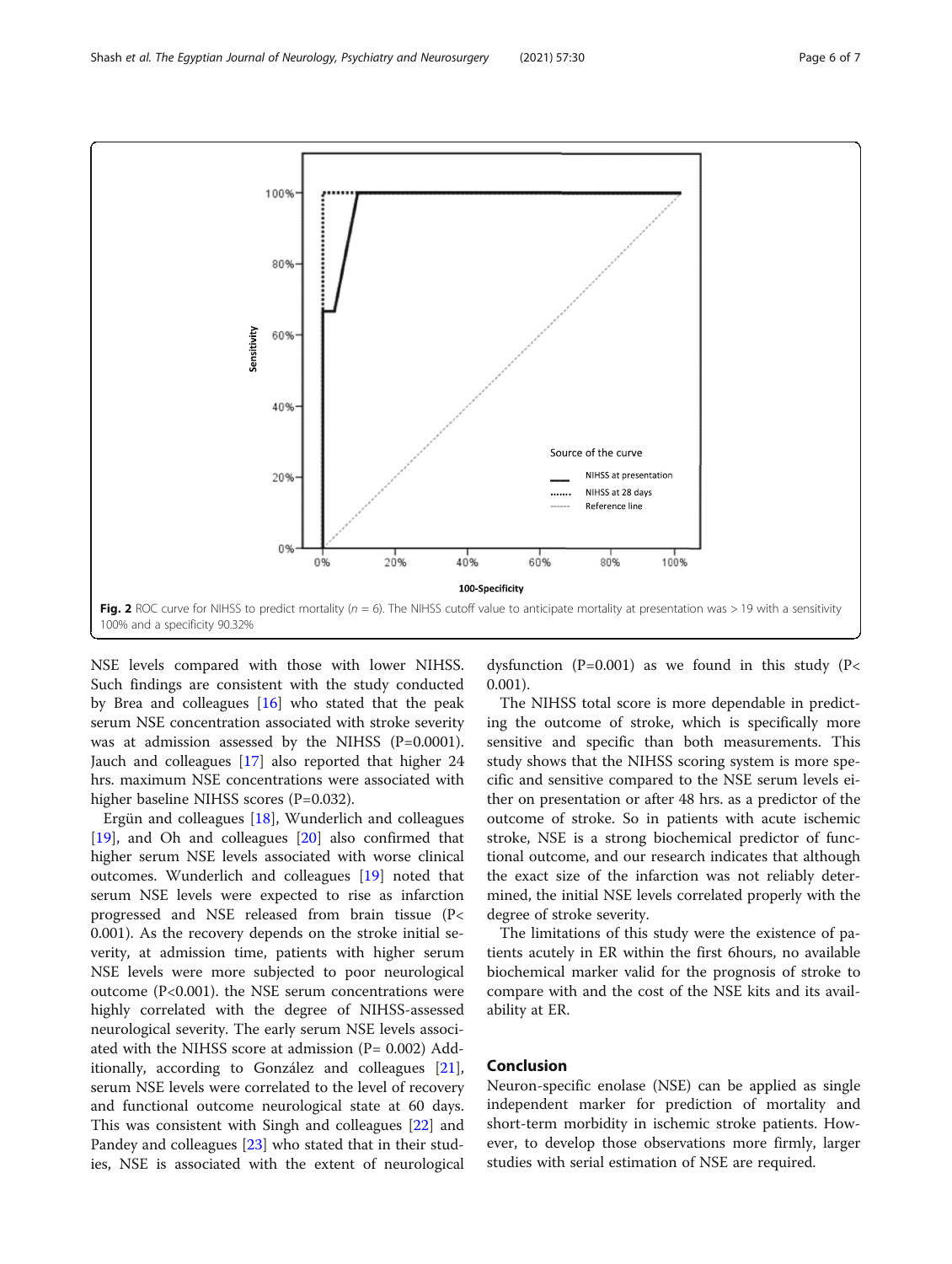Fig. 2 ROC curve for NIHSS to predict mortality ($n$ = 6). The NIHSS cutoff value to anticipate mortality at presentation was > 19 with a sensitivity 100% and a specificity 90.32%

NSE levels compared with those with lower NIHSS. Such findings are consistent with the study conducted by Brea and colleagues [16] who stated that the peak serum NSE concentration associated with stroke severity was at admission assessed by the NIHSS (P=0.0001). Jauch and colleagues [17] also reported that higher 24 hrs. maximum NSE concentrations were associated with higher baseline NIHSS scores (P=0.032).

Ergün and colleagues [18], Wunderlich and colleagues [19], and Oh and colleagues [20] also confirmed that higher serum NSE levels associated with worse clinical outcomes. Wunderlich and colleagues [19] noted that serum NSE levels were expected to rise as infarction progressed and NSE released from brain tissue (P< 0.001). As the recovery depends on the stroke initial severity, at admission time, patients with higher serum NSE levels were more subjected to poor neurological outcome (P<0.001). the NSE serum concentrations were highly correlated with the degree of NIHSS-assessed neurological severity. The early serum NSE levels associated with the NIHSS score at admission (P= 0.002) Additionally, according to González and colleagues [21], serum NSE levels were correlated to the level of recovery and functional outcome neurological state at 60 days. This was consistent with Singh and colleagues [22] and Pandey and colleagues [23] who stated that in their studies, NSE is associated with the extent of neurological dysfunction (P=0.001) as we found in this study (P< 0.001).

The NIHSS total score is more dependable in predicting the outcome of stroke, which is specifically more sensitive and specific than both measurements. This study shows that the NIHSS scoring system is more specific and sensitive compared to the NSE serum levels either on presentation or after 48 hrs. as a predictor of the outcome of stroke. So in patients with acute ischemic stroke, NSE is a strong biochemical predictor of functional outcome, and our research indicates that although the exact size of the infarction was not reliably determined, the initial NSE levels correlated properly with the degree of stroke severity.

The limitations of this study were the existence of patients acutely in ER within the first 6hours, no available biochemical marker valid for the prognosis of stroke to compare with and the cost of the NSE kits and its availability at ER.

## Conclusion

Neuron-specific enolase (NSE) can be applied as single independent marker for prediction of mortality and short-term morbidity in ischemic stroke patients. However, to develop those observations more firmly, larger studies with serial estimation of NSE are required.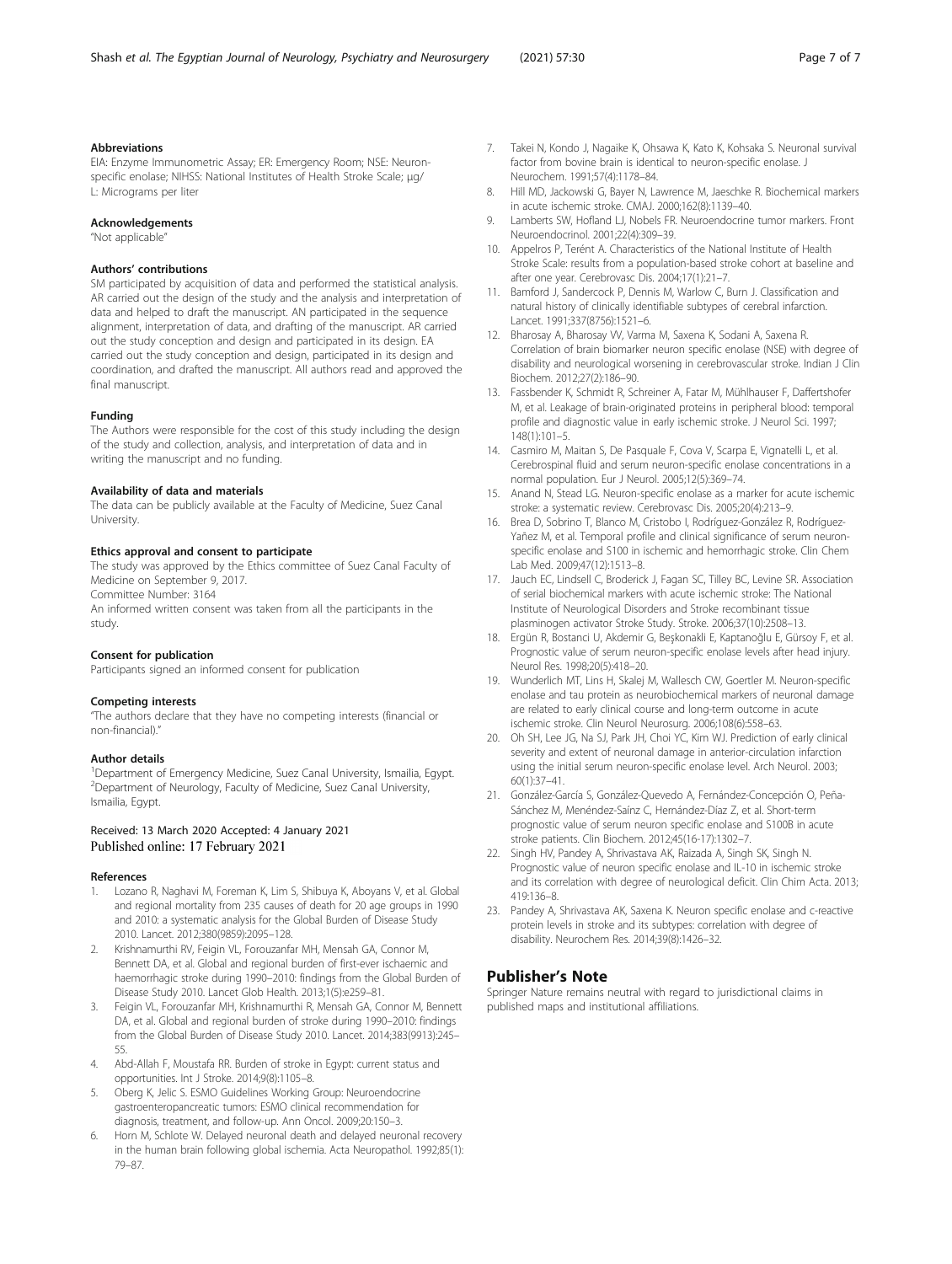#### Abbreviations

EIA: Enzyme Immunometric Assay; ER: Emergency Room; NSE: Neuron-specific enolase; NIHSS: National Institutes of Health Stroke Scale; µg/L: Micrograms per liter

#### Acknowledgements

"Not applicable"

#### Authors' contributions

SM participated by acquisition of data and performed the statistical analysis. AR carried out the design of the study and the analysis and interpretation of data and helped to draft the manuscript. AN participated in the sequence alignment, interpretation of data, and drafting of the manuscript. AR carried out the study conception and design and participated in its design. EA carried out the study conception and design, participated in its design and coordination, and drafted the manuscript. All authors read and approved the final manuscript.

#### Funding

The Authors were responsible for the cost of this study including the design of the study and collection, analysis, and interpretation of data and in writing the manuscript and no funding.

#### Availability of data and materials

The data can be publicly available at the Faculty of Medicine, Suez Canal University.

#### Ethics approval and consent to participate

The study was approved by the Ethics committee of Suez Canal Faculty of Medicine on September 9, 2017.

Committee Number: 3164

An informed written consent was taken from all the participants in the study.

#### Consent for publication

Participants signed an informed consent for publication

#### Competing interests

"The authors declare that they have no competing interests (financial or non-financial)."

#### Author details

[1]Department of Emergency Medicine, Suez Canal University, Ismailia, Egypt. [2]Department of Neurology, Faculty of Medicine, Suez Canal University, Ismailia, Egypt.

Received: 13 March 2020 Accepted: 4 January 2021
Published online: 17 February 2021

#### References

1. Lozano R, Naghavi M, Foreman K, Lim S, Shibuya K, Aboyans V, et al. Global and regional mortality from 235 causes of death for 20 age groups in 1990 and 2010: a systematic analysis for the Global Burden of Disease Study 2010. Lancet. 2012;380(9859):2095–128.
2. Krishnamurthi RV, Feigin VL, Forouzanfar MH, Mensah GA, Connor M, Bennett DA, et al. Global and regional burden of first-ever ischaemic and haemorrhagic stroke during 1990–2010: findings from the Global Burden of Disease Study 2010. Lancet Glob Health. 2013;1(5):e259–81.
3. Feigin VL, Forouzanfar MH, Krishnamurthi R, Mensah GA, Connor M, Bennett DA, et al. Global and regional burden of stroke during 1990–2010: findings from the Global Burden of Disease Study 2010. Lancet. 2014;383(9913):245–55.
4. Abd-Allah F, Moustafa RR. Burden of stroke in Egypt: current status and opportunities. Int J Stroke. 2014;9(8):1105–8.
5. Oberg K, Jelic S. ESMO Guidelines Working Group: Neuroendocrine gastroenteropancreatic tumors: ESMO clinical recommendation for diagnosis, treatment, and follow-up. Ann Oncol. 2009;20:150–3.
6. Horn M, Schlote W. Delayed neuronal death and delayed neuronal recovery in the human brain following global ischemia. Acta Neuropathol. 1992;85(1):79–87.
7. Takei N, Kondo J, Nagaike K, Ohsawa K, Kato K, Kohsaka S. Neuronal survival factor from bovine brain is identical to neuron-specific enolase. J Neurochem. 1991;57(4):1178–84.
8. Hill MD, Jackowski G, Bayer N, Lawrence M, Jaeschke R. Biochemical markers in acute ischemic stroke. CMAJ. 2000;162(8):1139–40.
9. Lamberts SW, Hofland LJ, Nobels FR. Neuroendocrine tumor markers. Front Neuroendocrinol. 2001;22(4):309–39.
10. Appelros P, Terént A. Characteristics of the National Institute of Health Stroke Scale: results from a population-based stroke cohort at baseline and after one year. Cerebrovasc Dis. 2004;17(1):21–7.
11. Bamford J, Sandercock P, Dennis M, Warlow C, Burn J. Classification and natural history of clinically identifiable subtypes of cerebral infarction. Lancet. 1991;337(8756):1521–6.
12. Bharosay A, Bharosay VV, Varma M, Saxena K, Sodani A, Saxena R. Correlation of brain biomarker neuron specific enolase (NSE) with degree of disability and neurological worsening in cerebrovascular stroke. Indian J Clin Biochem. 2012;27(2):186–90.
13. Fassbender K, Schmidt R, Schreiner A, Fatar M, Mühlhauser F, Daffertshofer M, et al. Leakage of brain-originated proteins in peripheral blood: temporal profile and diagnostic value in early ischemic stroke. J Neurol Sci. 1997;148(1):101–5.
14. Casmiro M, Maitan S, De Pasquale F, Cova V, Scarpa E, Vignatelli L, et al. Cerebrospinal fluid and serum neuron-specific enolase concentrations in a normal population. Eur J Neurol. 2005;12(5):369–74.
15. Anand N, Stead LG. Neuron-specific enolase as a marker for acute ischemic stroke: a systematic review. Cerebrovasc Dis. 2005;20(4):213–9.
16. Brea D, Sobrino T, Blanco M, Cristobo I, Rodríguez-González R, Rodríguez-Yañez M, et al. Temporal profile and clinical significance of serum neuron-specific enolase and S100 in ischemic and hemorrhagic stroke. Clin Chem Lab Med. 2009;47(12):1513–8.
17. Jauch EC, Lindsell C, Broderick J, Fagan SC, Tilley BC, Levine SR. Association of serial biochemical markers with acute ischemic stroke: The National Institute of Neurological Disorders and Stroke recombinant tissue plasminogen activator Stroke Study. Stroke. 2006;37(10):2508–13.
18. Ergün R, Bostanci U, Akdemir G, Beşkonakli E, Kaptanoğlu E, Gürsoy F, et al. Prognostic value of serum neuron-specific enolase levels after head injury. Neurol Res. 1998;20(5):418–20.
19. Wunderlich MT, Lins H, Skalej M, Wallesch CW, Goertler M. Neuron-specific enolase and tau protein as neurobiochemical markers of neuronal damage are related to early clinical course and long-term outcome in acute ischemic stroke. Clin Neurol Neurosurg. 2006;108(6):558–63.
20. Oh SH, Lee JG, Na SJ, Park JH, Choi YC, Kim WJ. Prediction of early clinical severity and extent of neuronal damage in anterior-circulation infarction using the initial serum neuron-specific enolase level. Arch Neurol. 2003;60(1):37–41.
21. González-García S, González-Quevedo A, Fernández-Concepción O, Peña-Sánchez M, Menéndez-Saínz C, Hernández-Díaz Z, et al. Short-term prognostic value of serum neuron specific enolase and S100B in acute stroke patients. Clin Biochem. 2012;45(16-17):1302–7.
22. Singh HV, Pandey A, Shrivastava AK, Raizada A, Singh SK, Singh N. Prognostic value of neuron specific enolase and IL-10 in ischemic stroke and its correlation with degree of neurological deficit. Clin Chim Acta. 2013;419:136–8.
23. Pandey A, Shrivastava AK, Saxena K. Neuron specific enolase and c-reactive protein levels in stroke and its subtypes: correlation with degree of disability. Neurochem Res. 2014;39(8):1426–32.

## Publisher's Note

Springer Nature remains neutral with regard to jurisdictional claims in published maps and institutional affiliations.